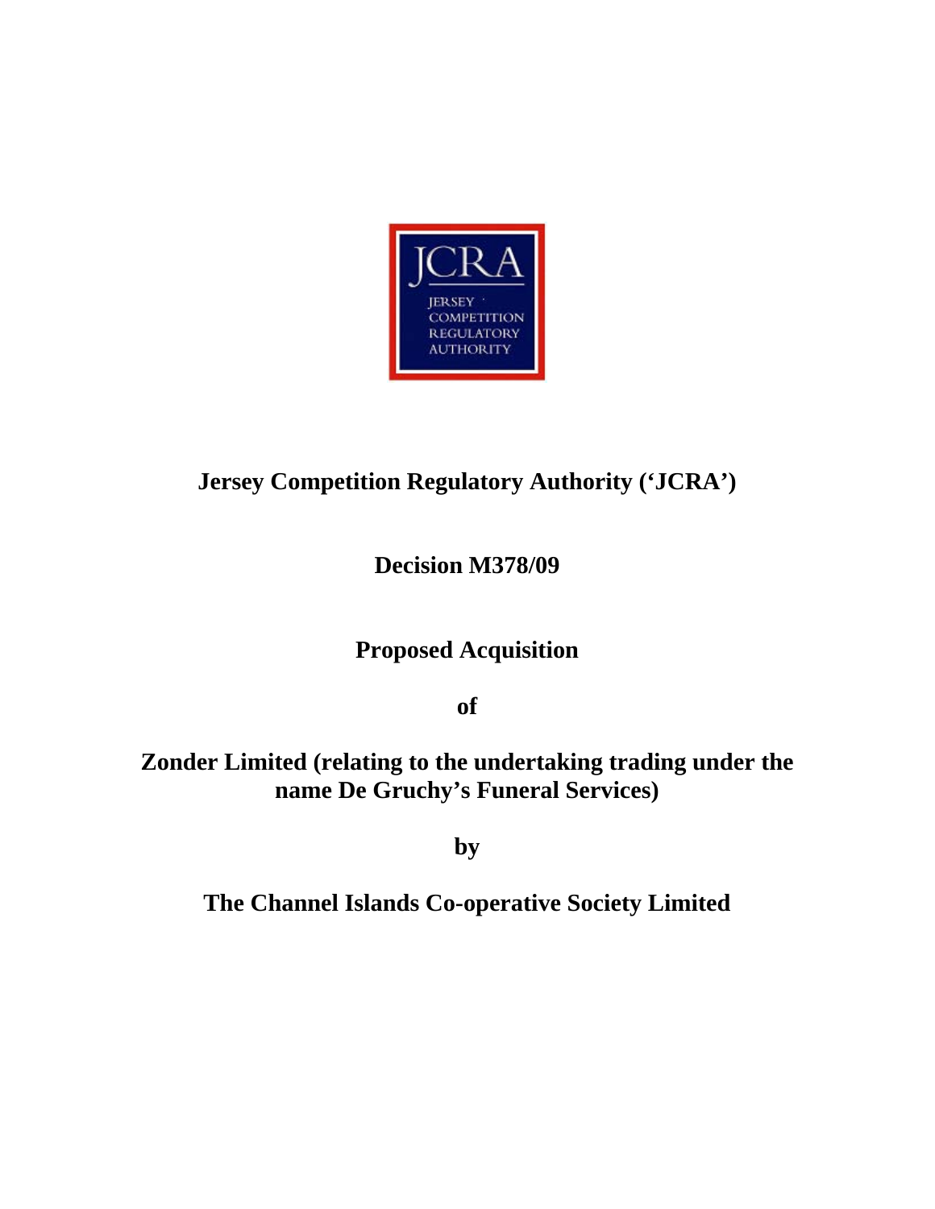**Jersey Competition Regulatory Authority ('JCRA')**

**Decision M378/09**

**Proposed Acquisition**

**of**

**Zonder Limited (relating to the undertaking trading under the name De Gruchy's Funeral Services)**

**by**

**The Channel Islands Co-operative Society Limited**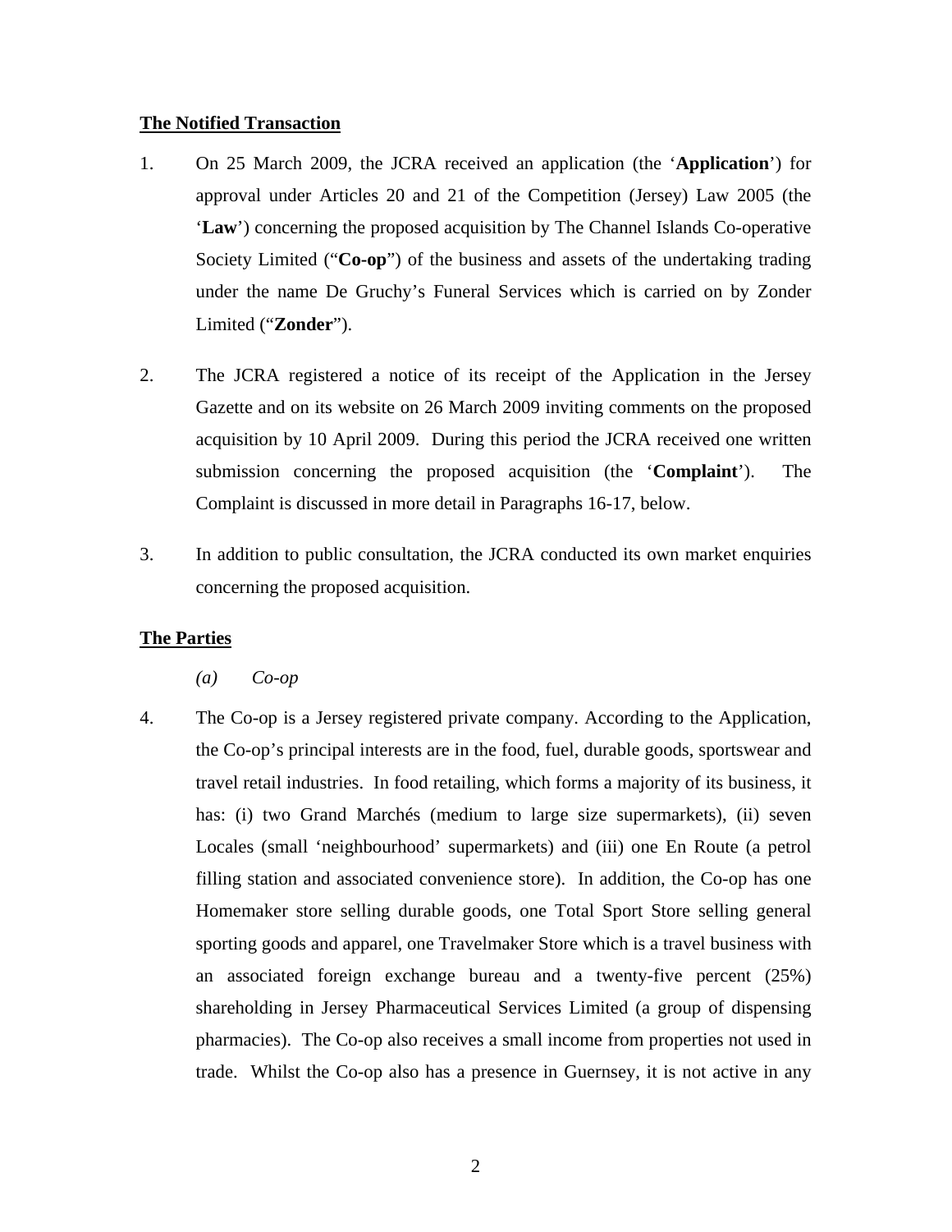## The Notified Transaction

1. On 25 March 2009, the JCRA received an application (the '**Application**') for approval under Articles 20 and 21 of the Competition (Jersey) Law 2005 (the '**Law**') concerning the proposed acquisition by The Channel Islands Co-operative Society Limited ("**Co-op**") of the business and assets of the undertaking trading under the name De Gruchy's Funeral Services which is carried on by Zonder Limited ("**Zonder**").

2. The JCRA registered a notice of its receipt of the Application in the Jersey Gazette and on its website on 26 March 2009 inviting comments on the proposed acquisition by 10 April 2009. During this period the JCRA received one written submission concerning the proposed acquisition (the '**Complaint**'). The Complaint is discussed in more detail in Paragraphs 16-17, below.

3. In addition to public consultation, the JCRA conducted its own market enquiries concerning the proposed acquisition.

## The Parties

*(a) Co-op*

4. The Co-op is a Jersey registered private company. According to the Application, the Co-op's principal interests are in the food, fuel, durable goods, sportswear and travel retail industries. In food retailing, which forms a majority of its business, it has: (i) two Grand Marchés (medium to large size supermarkets), (ii) seven Locales (small 'neighbourhood' supermarkets) and (iii) one En Route (a petrol filling station and associated convenience store). In addition, the Co-op has one Homemaker store selling durable goods, one Total Sport Store selling general sporting goods and apparel, one Travelmaker Store which is a travel business with an associated foreign exchange bureau and a twenty-five percent (25%) shareholding in Jersey Pharmaceutical Services Limited (a group of dispensing pharmacies). The Co-op also receives a small income from properties not used in trade. Whilst the Co-op also has a presence in Guernsey, it is not active in any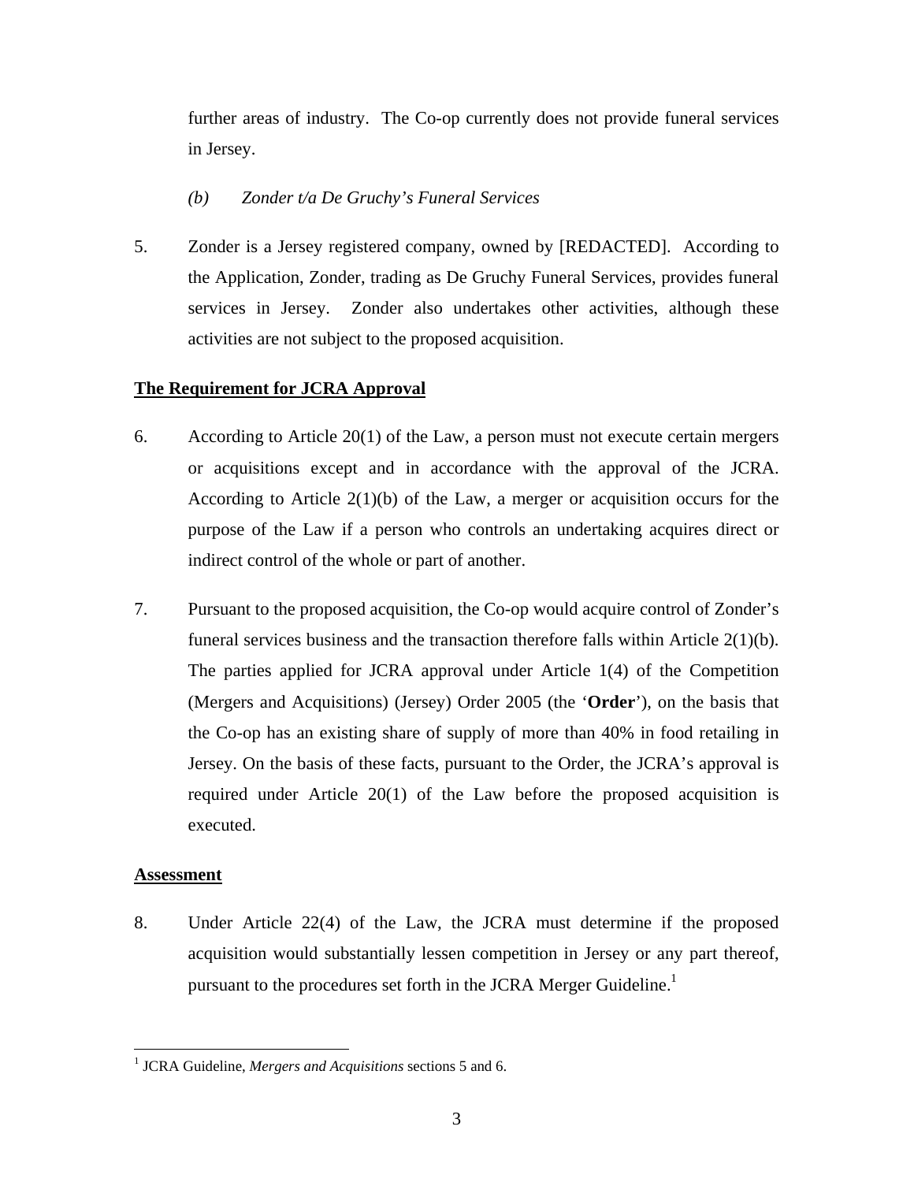further areas of industry. The Co-op currently does not provide funeral services in Jersey.

*(b) Zonder t/a De Gruchy's Funeral Services*

5. Zonder is a Jersey registered company, owned by [REDACTED]. According to the Application, Zonder, trading as De Gruchy Funeral Services, provides funeral services in Jersey. Zonder also undertakes other activities, although these activities are not subject to the proposed acquisition.

**<u>The Requirement for JCRA Approval</u>**

6. According to Article 20(1) of the Law, a person must not execute certain mergers or acquisitions except and in accordance with the approval of the JCRA. According to Article 2(1)(b) of the Law, a merger or acquisition occurs for the purpose of the Law if a person who controls an undertaking acquires direct or indirect control of the whole or part of another.

7. Pursuant to the proposed acquisition, the Co-op would acquire control of Zonder's funeral services business and the transaction therefore falls within Article 2(1)(b). The parties applied for JCRA approval under Article 1(4) of the Competition (Mergers and Acquisitions) (Jersey) Order 2005 (the '**Order**'), on the basis that the Co-op has an existing share of supply of more than 40% in food retailing in Jersey. On the basis of these facts, pursuant to the Order, the JCRA's approval is required under Article 20(1) of the Law before the proposed acquisition is executed.

**<u>Assessment</u>**

8. Under Article 22(4) of the Law, the JCRA must determine if the proposed acquisition would substantially lessen competition in Jersey or any part thereof, pursuant to the procedures set forth in the JCRA Merger Guideline.[1]

---

[1] JCRA Guideline, *Mergers and Acquisitions* sections 5 and 6.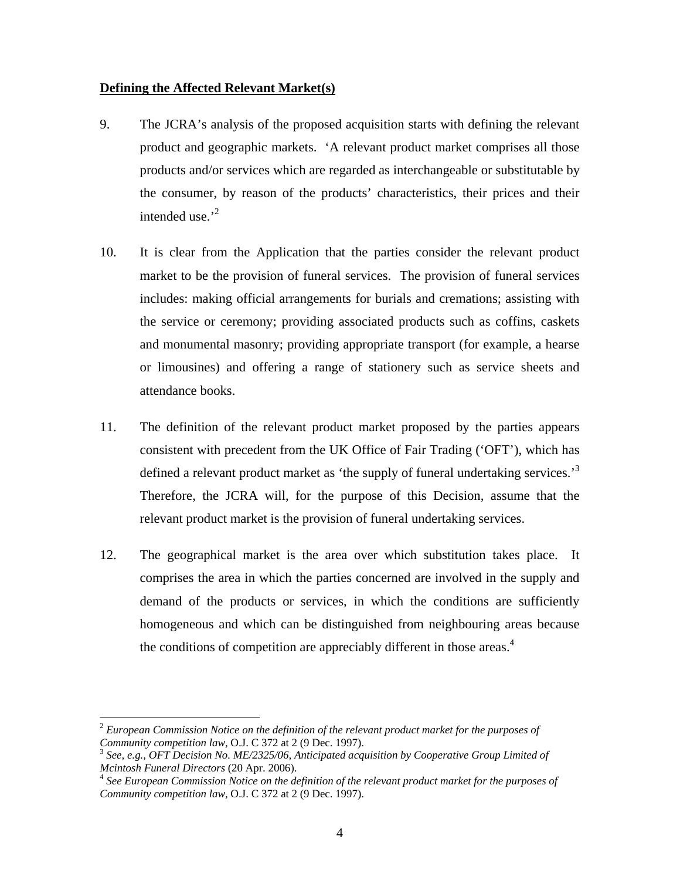**Defining the Affected Relevant Market(s)**

9. The JCRA's analysis of the proposed acquisition starts with defining the relevant product and geographic markets. 'A relevant product market comprises all those products and/or services which are regarded as interchangeable or substitutable by the consumer, by reason of the products' characteristics, their prices and their intended use.'[2]

10. It is clear from the Application that the parties consider the relevant product market to be the provision of funeral services. The provision of funeral services includes: making official arrangements for burials and cremations; assisting with the service or ceremony; providing associated products such as coffins, caskets and monumental masonry; providing appropriate transport (for example, a hearse or limousines) and offering a range of stationery such as service sheets and attendance books.

11. The definition of the relevant product market proposed by the parties appears consistent with precedent from the UK Office of Fair Trading ('OFT'), which has defined a relevant product market as 'the supply of funeral undertaking services.'[3] Therefore, the JCRA will, for the purpose of this Decision, assume that the relevant product market is the provision of funeral undertaking services.

12. The geographical market is the area over which substitution takes place. It comprises the area in which the parties concerned are involved in the supply and demand of the products or services, in which the conditions are sufficiently homogeneous and which can be distinguished from neighbouring areas because the conditions of competition are appreciably different in those areas.[4]

---

[2] *European Commission Notice on the definition of the relevant product market for the purposes of Community competition law*, O.J. C 372 at 2 (9 Dec. 1997).

[3] *See, e.g., OFT Decision No. ME/2325/06, Anticipated acquisition by Cooperative Group Limited of Mcintosh Funeral Directors* (20 Apr. 2006).

[4] *See European Commission Notice on the definition of the relevant product market for the purposes of Community competition law*, O.J. C 372 at 2 (9 Dec. 1997).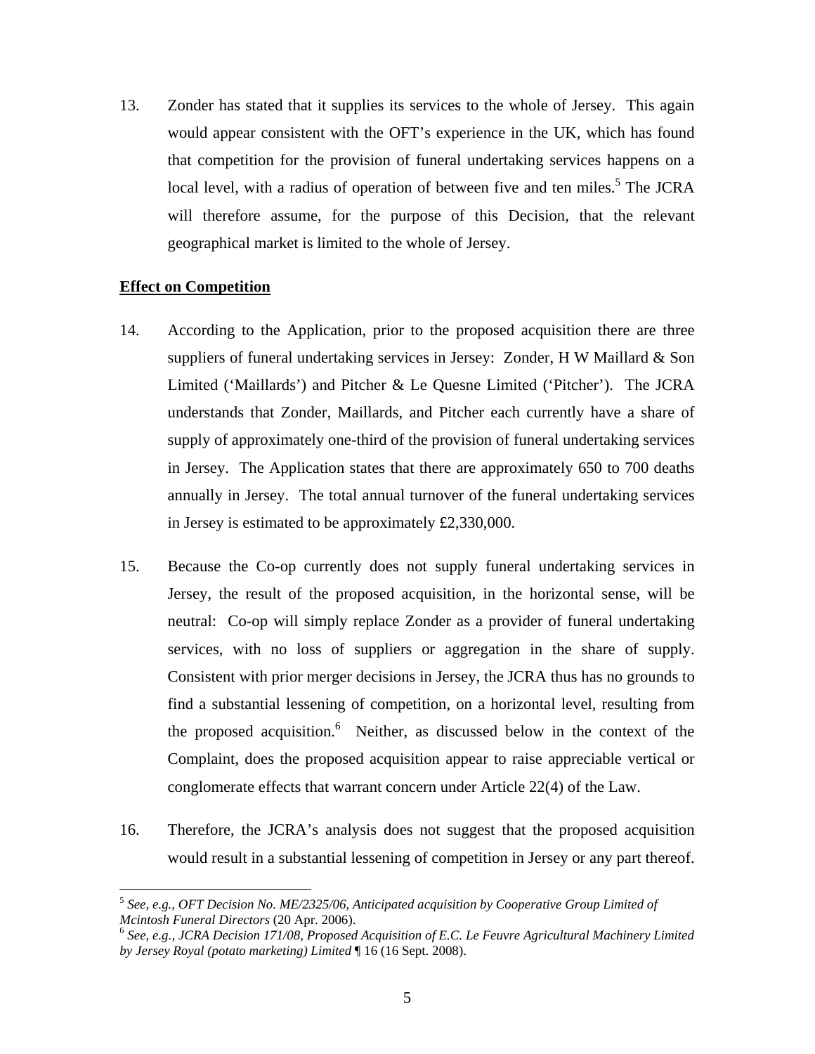13. Zonder has stated that it supplies its services to the whole of Jersey. This again would appear consistent with the OFT's experience in the UK, which has found that competition for the provision of funeral undertaking services happens on a local level, with a radius of operation of between five and ten miles.[5] The JCRA will therefore assume, for the purpose of this Decision, that the relevant geographical market is limited to the whole of Jersey.

**Effect on Competition**

14. According to the Application, prior to the proposed acquisition there are three suppliers of funeral undertaking services in Jersey: Zonder, H W Maillard & Son Limited ('Maillards') and Pitcher & Le Quesne Limited ('Pitcher'). The JCRA understands that Zonder, Maillards, and Pitcher each currently have a share of supply of approximately one-third of the provision of funeral undertaking services in Jersey. The Application states that there are approximately 650 to 700 deaths annually in Jersey. The total annual turnover of the funeral undertaking services in Jersey is estimated to be approximately £2,330,000.

15. Because the Co-op currently does not supply funeral undertaking services in Jersey, the result of the proposed acquisition, in the horizontal sense, will be neutral: Co-op will simply replace Zonder as a provider of funeral undertaking services, with no loss of suppliers or aggregation in the share of supply. Consistent with prior merger decisions in Jersey, the JCRA thus has no grounds to find a substantial lessening of competition, on a horizontal level, resulting from the proposed acquisition.[6] Neither, as discussed below in the context of the Complaint, does the proposed acquisition appear to raise appreciable vertical or conglomerate effects that warrant concern under Article 22(4) of the Law.

16. Therefore, the JCRA's analysis does not suggest that the proposed acquisition would result in a substantial lessening of competition in Jersey or any part thereof.

---

[5] *See, e.g., OFT Decision No. ME/2325/06, Anticipated acquisition by Cooperative Group Limited of Mcintosh Funeral Directors* (20 Apr. 2006).

[6] *See, e.g., JCRA Decision 171/08, Proposed Acquisition of E.C. Le Feuvre Agricultural Machinery Limited by Jersey Royal (potato marketing) Limited* ¶ 16 (16 Sept. 2008).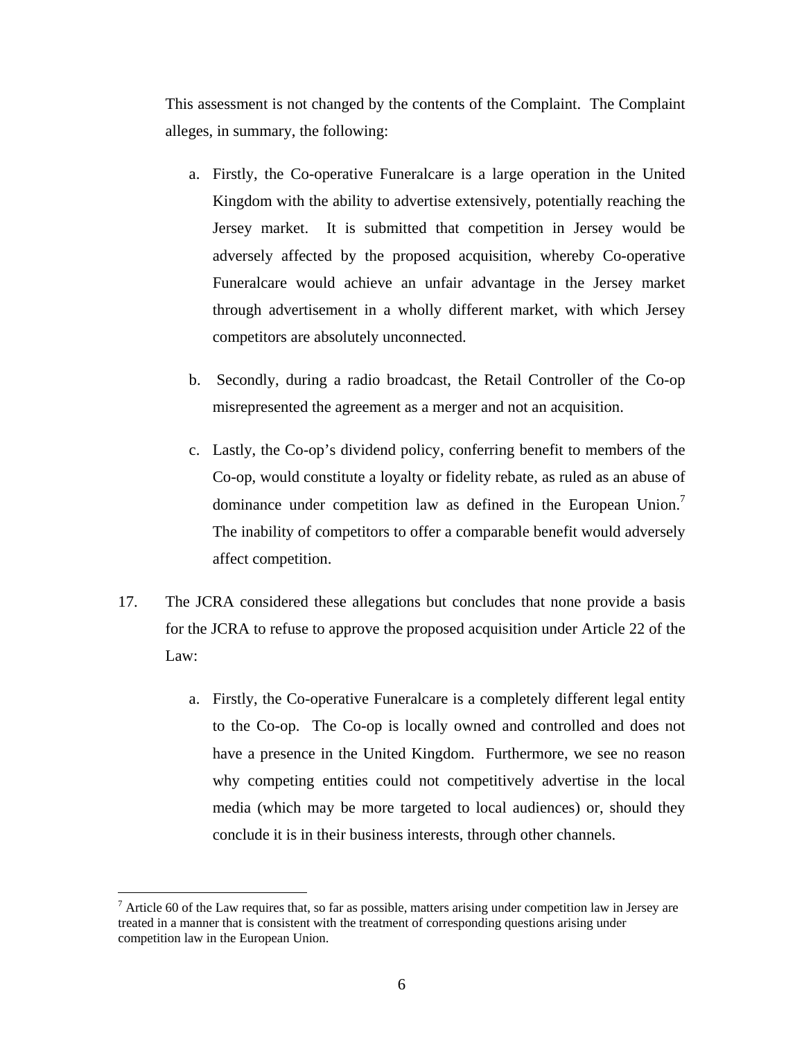This assessment is not changed by the contents of the Complaint. The Complaint alleges, in summary, the following:

a. Firstly, the Co-operative Funeralcare is a large operation in the United Kingdom with the ability to advertise extensively, potentially reaching the Jersey market. It is submitted that competition in Jersey would be adversely affected by the proposed acquisition, whereby Co-operative Funeralcare would achieve an unfair advantage in the Jersey market through advertisement in a wholly different market, with which Jersey competitors are absolutely unconnected.

b. Secondly, during a radio broadcast, the Retail Controller of the Co-op misrepresented the agreement as a merger and not an acquisition.

c. Lastly, the Co-op's dividend policy, conferring benefit to members of the Co-op, would constitute a loyalty or fidelity rebate, as ruled as an abuse of dominance under competition law as defined in the European Union.[7] The inability of competitors to offer a comparable benefit would adversely affect competition.

17. The JCRA considered these allegations but concludes that none provide a basis for the JCRA to refuse to approve the proposed acquisition under Article 22 of the Law:

a. Firstly, the Co-operative Funeralcare is a completely different legal entity to the Co-op. The Co-op is locally owned and controlled and does not have a presence in the United Kingdom. Furthermore, we see no reason why competing entities could not competitively advertise in the local media (which may be more targeted to local audiences) or, should they conclude it is in their business interests, through other channels.

---

[7] Article 60 of the Law requires that, so far as possible, matters arising under competition law in Jersey are treated in a manner that is consistent with the treatment of corresponding questions arising under competition law in the European Union.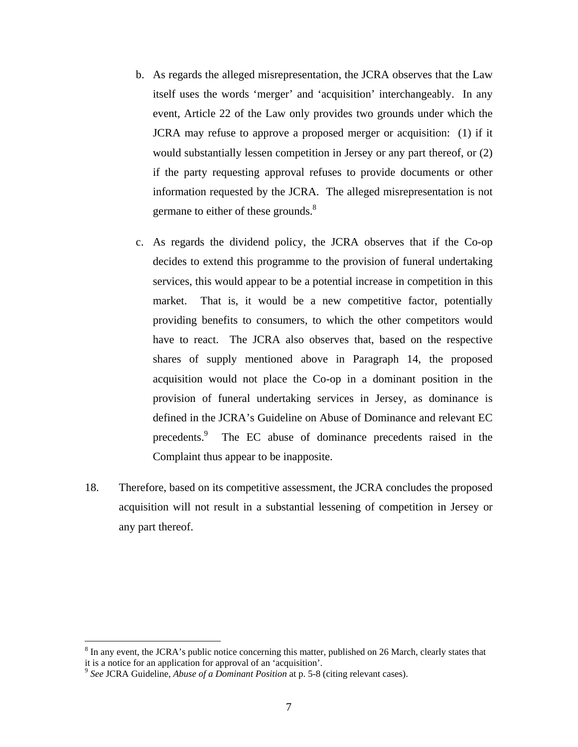b. As regards the alleged misrepresentation, the JCRA observes that the Law itself uses the words 'merger' and 'acquisition' interchangeably. In any event, Article 22 of the Law only provides two grounds under which the JCRA may refuse to approve a proposed merger or acquisition: (1) if it would substantially lessen competition in Jersey or any part thereof, or (2) if the party requesting approval refuses to provide documents or other information requested by the JCRA. The alleged misrepresentation is not germane to either of these grounds.[8]

c. As regards the dividend policy, the JCRA observes that if the Co-op decides to extend this programme to the provision of funeral undertaking services, this would appear to be a potential increase in competition in this market. That is, it would be a new competitive factor, potentially providing benefits to consumers, to which the other competitors would have to react. The JCRA also observes that, based on the respective shares of supply mentioned above in Paragraph 14, the proposed acquisition would not place the Co-op in a dominant position in the provision of funeral undertaking services in Jersey, as dominance is defined in the JCRA's Guideline on Abuse of Dominance and relevant EC precedents.[9] The EC abuse of dominance precedents raised in the Complaint thus appear to be inapposite.

18. Therefore, based on its competitive assessment, the JCRA concludes the proposed acquisition will not result in a substantial lessening of competition in Jersey or any part thereof.

---

[8] In any event, the JCRA's public notice concerning this matter, published on 26 March, clearly states that it is a notice for an application for approval of an 'acquisition'.

[9] *See* JCRA Guideline, *Abuse of a Dominant Position* at p. 5-8 (citing relevant cases).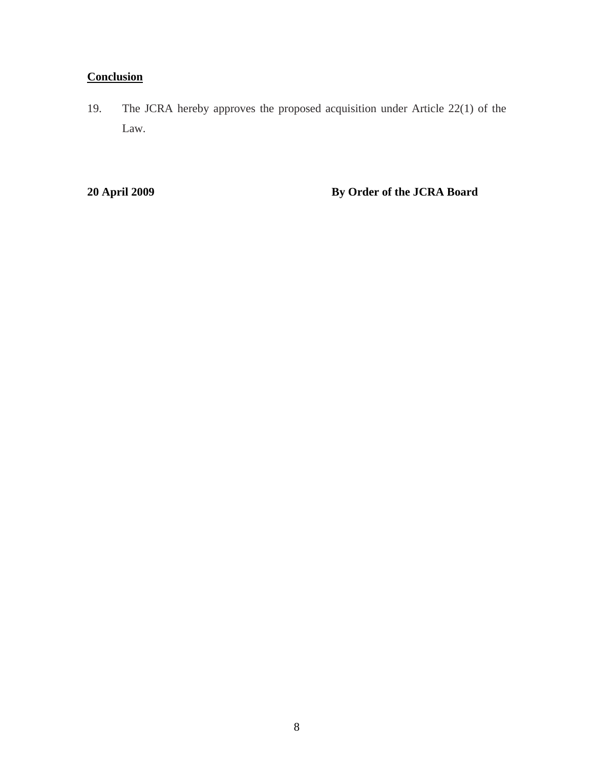## Conclusion

19. The JCRA hereby approves the proposed acquisition under Article 22(1) of the Law.

**20 April 2009** **By Order of the JCRA Board**